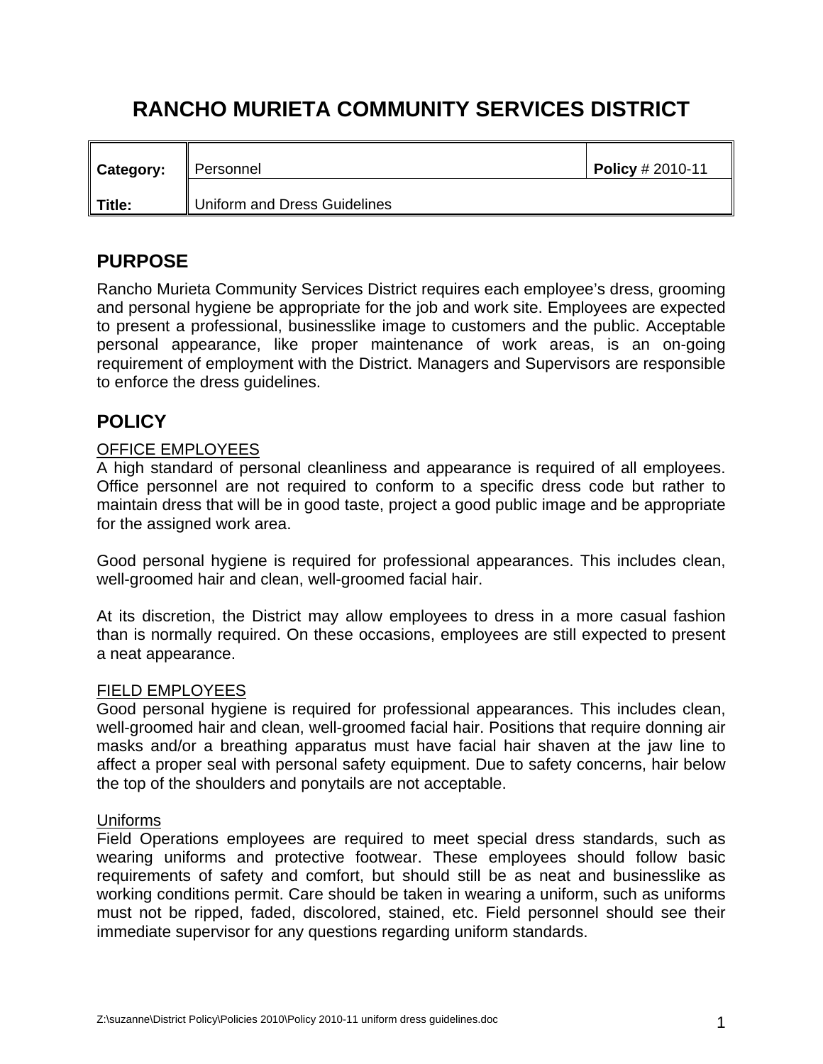# RANCHO MURIETA COMMUNITY SERVICES DISTRICT

| **Category:** | Personnel | **Policy** # 2010-11 |
|---|---|---|
| **Title:** | Uniform and Dress Guidelines | |

## PURPOSE

Rancho Murieta Community Services District requires each employee's dress, grooming and personal hygiene be appropriate for the job and work site. Employees are expected to present a professional, businesslike image to customers and the public. Acceptable personal appearance, like proper maintenance of work areas, is an on-going requirement of employment with the District. Managers and Supervisors are responsible to enforce the dress guidelines.

## POLICY

<u>OFFICE EMPLOYEES</u>

A high standard of personal cleanliness and appearance is required of all employees. Office personnel are not required to conform to a specific dress code but rather to maintain dress that will be in good taste, project a good public image and be appropriate for the assigned work area.

Good personal hygiene is required for professional appearances. This includes clean, well-groomed hair and clean, well-groomed facial hair.

At its discretion, the District may allow employees to dress in a more casual fashion than is normally required. On these occasions, employees are still expected to present a neat appearance.

<u>FIELD EMPLOYEES</u>

Good personal hygiene is required for professional appearances. This includes clean, well-groomed hair and clean, well-groomed facial hair. Positions that require donning air masks and/or a breathing apparatus must have facial hair shaven at the jaw line to affect a proper seal with personal safety equipment. Due to safety concerns, hair below the top of the shoulders and ponytails are not acceptable.

<u>Uniforms</u>

Field Operations employees are required to meet special dress standards, such as wearing uniforms and protective footwear. These employees should follow basic requirements of safety and comfort, but should still be as neat and businesslike as working conditions permit. Care should be taken in wearing a uniform, such as uniforms must not be ripped, faded, discolored, stained, etc. Field personnel should see their immediate supervisor for any questions regarding uniform standards.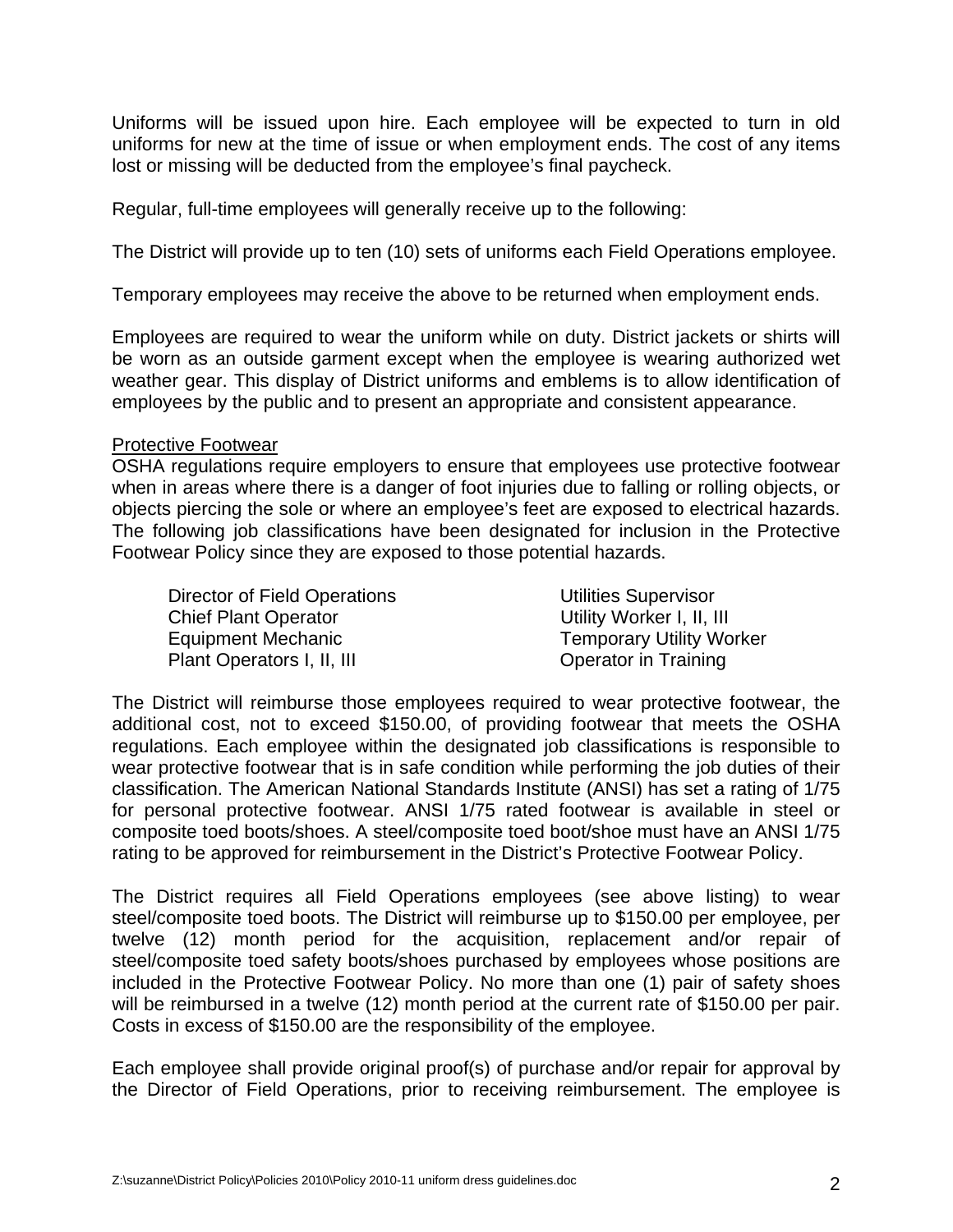Uniforms will be issued upon hire. Each employee will be expected to turn in old uniforms for new at the time of issue or when employment ends. The cost of any items lost or missing will be deducted from the employee's final paycheck.

Regular, full-time employees will generally receive up to the following:

The District will provide up to ten (10) sets of uniforms each Field Operations employee.

Temporary employees may receive the above to be returned when employment ends.

Employees are required to wear the uniform while on duty. District jackets or shirts will be worn as an outside garment except when the employee is wearing authorized wet weather gear. This display of District uniforms and emblems is to allow identification of employees by the public and to present an appropriate and consistent appearance.

<u>Protective Footwear</u>

OSHA regulations require employers to ensure that employees use protective footwear when in areas where there is a danger of foot injuries due to falling or rolling objects, or objects piercing the sole or where an employee's feet are exposed to electrical hazards. The following job classifications have been designated for inclusion in the Protective Footwear Policy since they are exposed to those potential hazards.

| | |
|---|---|
| Director of Field Operations | Utilities Supervisor |
| Chief Plant Operator | Utility Worker I, II, III |
| Equipment Mechanic | Temporary Utility Worker |
| Plant Operators I, II, III | Operator in Training |

The District will reimburse those employees required to wear protective footwear, the additional cost, not to exceed $150.00, of providing footwear that meets the OSHA regulations. Each employee within the designated job classifications is responsible to wear protective footwear that is in safe condition while performing the job duties of their classification. The American National Standards Institute (ANSI) has set a rating of 1/75 for personal protective footwear. ANSI 1/75 rated footwear is available in steel or composite toed boots/shoes. A steel/composite toed boot/shoe must have an ANSI 1/75 rating to be approved for reimbursement in the District's Protective Footwear Policy.

The District requires all Field Operations employees (see above listing) to wear steel/composite toed boots. The District will reimburse up to $150.00 per employee, per twelve (12) month period for the acquisition, replacement and/or repair of steel/composite toed safety boots/shoes purchased by employees whose positions are included in the Protective Footwear Policy. No more than one (1) pair of safety shoes will be reimbursed in a twelve (12) month period at the current rate of $150.00 per pair. Costs in excess of $150.00 are the responsibility of the employee.

Each employee shall provide original proof(s) of purchase and/or repair for approval by the Director of Field Operations, prior to receiving reimbursement. The employee is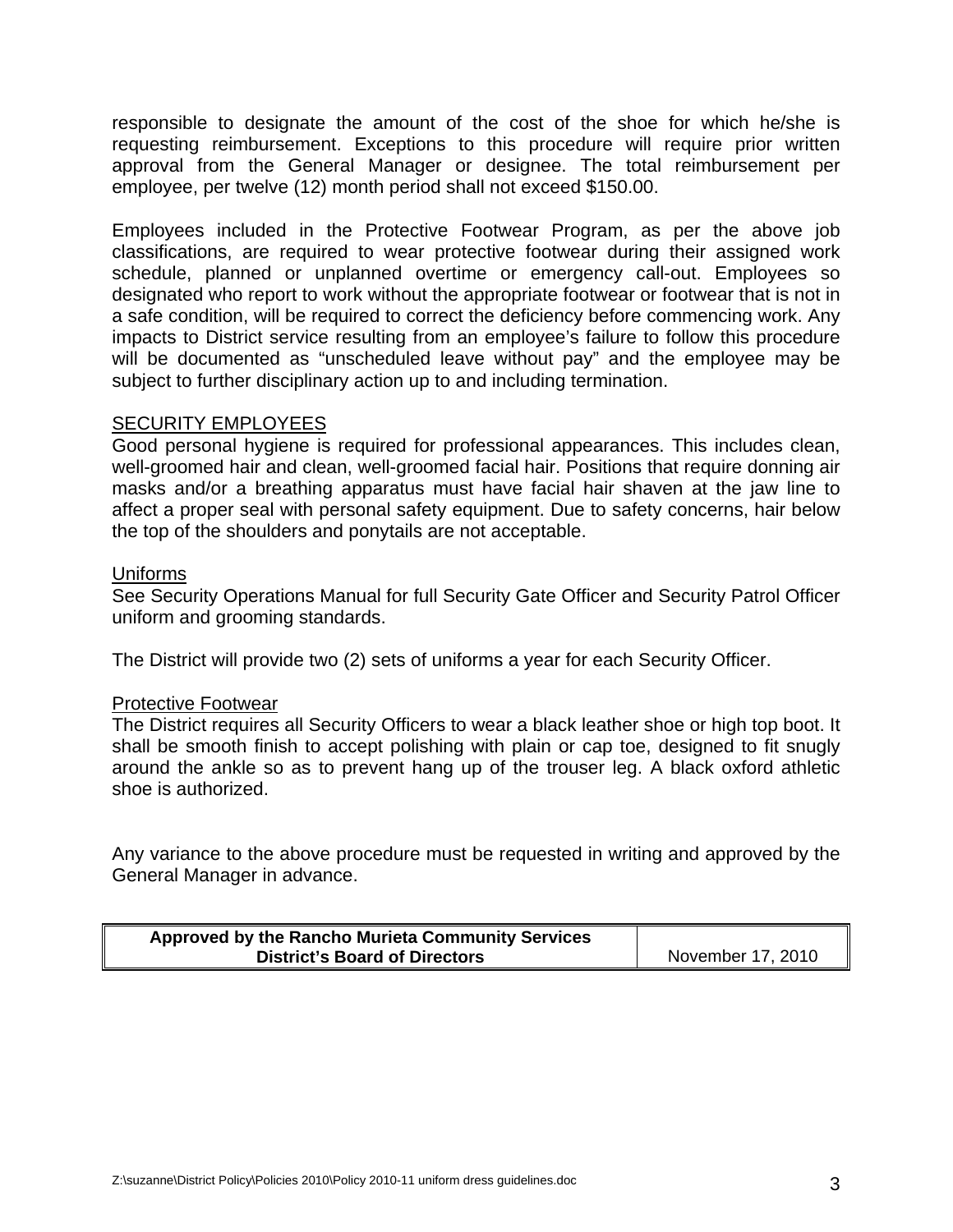responsible to designate the amount of the cost of the shoe for which he/she is requesting reimbursement. Exceptions to this procedure will require prior written approval from the General Manager or designee. The total reimbursement per employee, per twelve (12) month period shall not exceed $150.00.

Employees included in the Protective Footwear Program, as per the above job classifications, are required to wear protective footwear during their assigned work schedule, planned or unplanned overtime or emergency call-out. Employees so designated who report to work without the appropriate footwear or footwear that is not in a safe condition, will be required to correct the deficiency before commencing work. Any impacts to District service resulting from an employee's failure to follow this procedure will be documented as "unscheduled leave without pay" and the employee may be subject to further disciplinary action up to and including termination.

<u>SECURITY EMPLOYEES</u>

Good personal hygiene is required for professional appearances. This includes clean, well-groomed hair and clean, well-groomed facial hair. Positions that require donning air masks and/or a breathing apparatus must have facial hair shaven at the jaw line to affect a proper seal with personal safety equipment. Due to safety concerns, hair below the top of the shoulders and ponytails are not acceptable.

<u>Uniforms</u>

See Security Operations Manual for full Security Gate Officer and Security Patrol Officer uniform and grooming standards.

The District will provide two (2) sets of uniforms a year for each Security Officer.

<u>Protective Footwear</u>

The District requires all Security Officers to wear a black leather shoe or high top boot. It shall be smooth finish to accept polishing with plain or cap toe, designed to fit snugly around the ankle so as to prevent hang up of the trouser leg. A black oxford athletic shoe is authorized.

Any variance to the above procedure must be requested in writing and approved by the General Manager in advance.

| | |
|---|---|
| **Approved by the Rancho Murieta Community Services District's Board of Directors** | November 17, 2010 |

Z:\suzanne\District Policy\Policies 2010\Policy 2010-11 uniform dress guidelines.doc